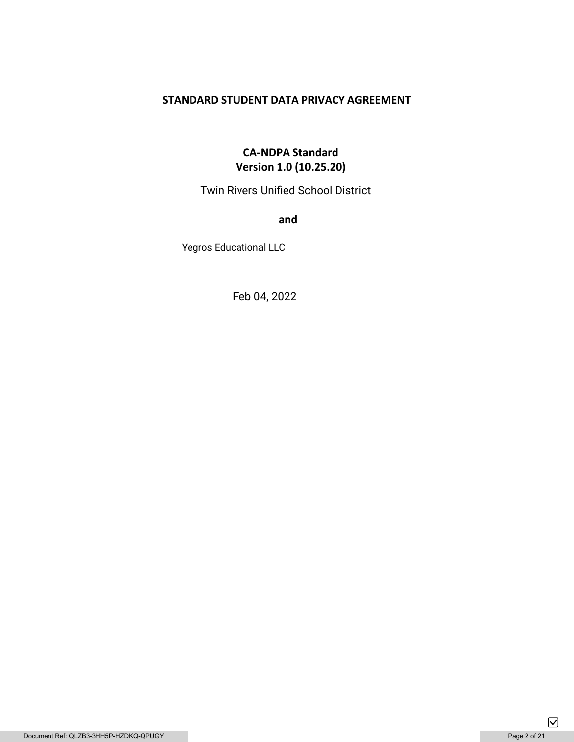# STANDARD STUDENT DATA PRIVACY AGREEMENT

## CA-NDPA Standard
## Version 1.0 (10.25.20)

Twin Rivers Unified School District

**and**

Yegros Educational LLC

Feb 04, 2022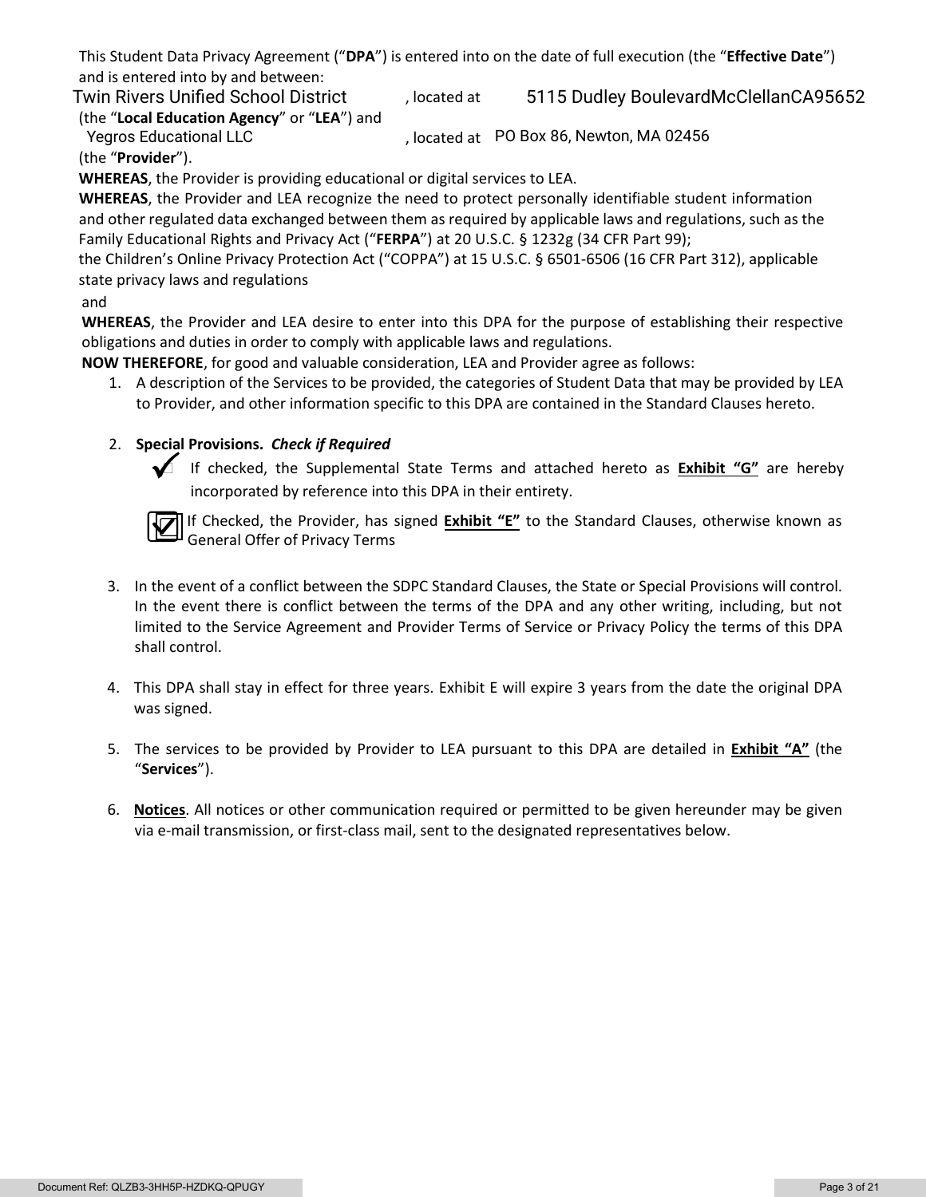This Student Data Privacy Agreement ("**DPA**") is entered into on the date of full execution (the "**Effective Date**") and is entered into by and between:

Twin Rivers Unified School District, located at 5115 Dudley BoulevardMcClellanCA95652 (the "**Local Education Agency**" or "**LEA**") and Yegros Educational LLC, located at PO Box 86, Newton, MA 02456 (the "**Provider**").

**WHEREAS**, the Provider is providing educational or digital services to LEA.

**WHEREAS**, the Provider and LEA recognize the need to protect personally identifiable student information and other regulated data exchanged between them as required by applicable laws and regulations, such as the Family Educational Rights and Privacy Act ("**FERPA**") at 20 U.S.C. § 1232g (34 CFR Part 99); the Children's Online Privacy Protection Act ("COPPA") at 15 U.S.C. § 6501-6506 (16 CFR Part 312), applicable state privacy laws and regulations and

**WHEREAS**, the Provider and LEA desire to enter into this DPA for the purpose of establishing their respective obligations and duties in order to comply with applicable laws and regulations.

**NOW THEREFORE**, for good and valuable consideration, LEA and Provider agree as follows:

1. A description of the Services to be provided, the categories of Student Data that may be provided by LEA to Provider, and other information specific to this DPA are contained in the Standard Clauses hereto.

2. **Special Provisions.** ***Check if Required***

   ☑ If checked, the Supplemental State Terms and attached hereto as **Exhibit "G"** are hereby incorporated by reference into this DPA in their entirety.

   ☑ If Checked, the Provider, has signed **Exhibit "E"** to the Standard Clauses, otherwise known as General Offer of Privacy Terms

3. In the event of a conflict between the SDPC Standard Clauses, the State or Special Provisions will control. In the event there is conflict between the terms of the DPA and any other writing, including, but not limited to the Service Agreement and Provider Terms of Service or Privacy Policy the terms of this DPA shall control.

4. This DPA shall stay in effect for three years. Exhibit E will expire 3 years from the date the original DPA was signed.

5. The services to be provided by Provider to LEA pursuant to this DPA are detailed in **Exhibit "A"** (the "**Services**").

6. **Notices**. All notices or other communication required or permitted to be given hereunder may be given via e-mail transmission, or first-class mail, sent to the designated representatives below.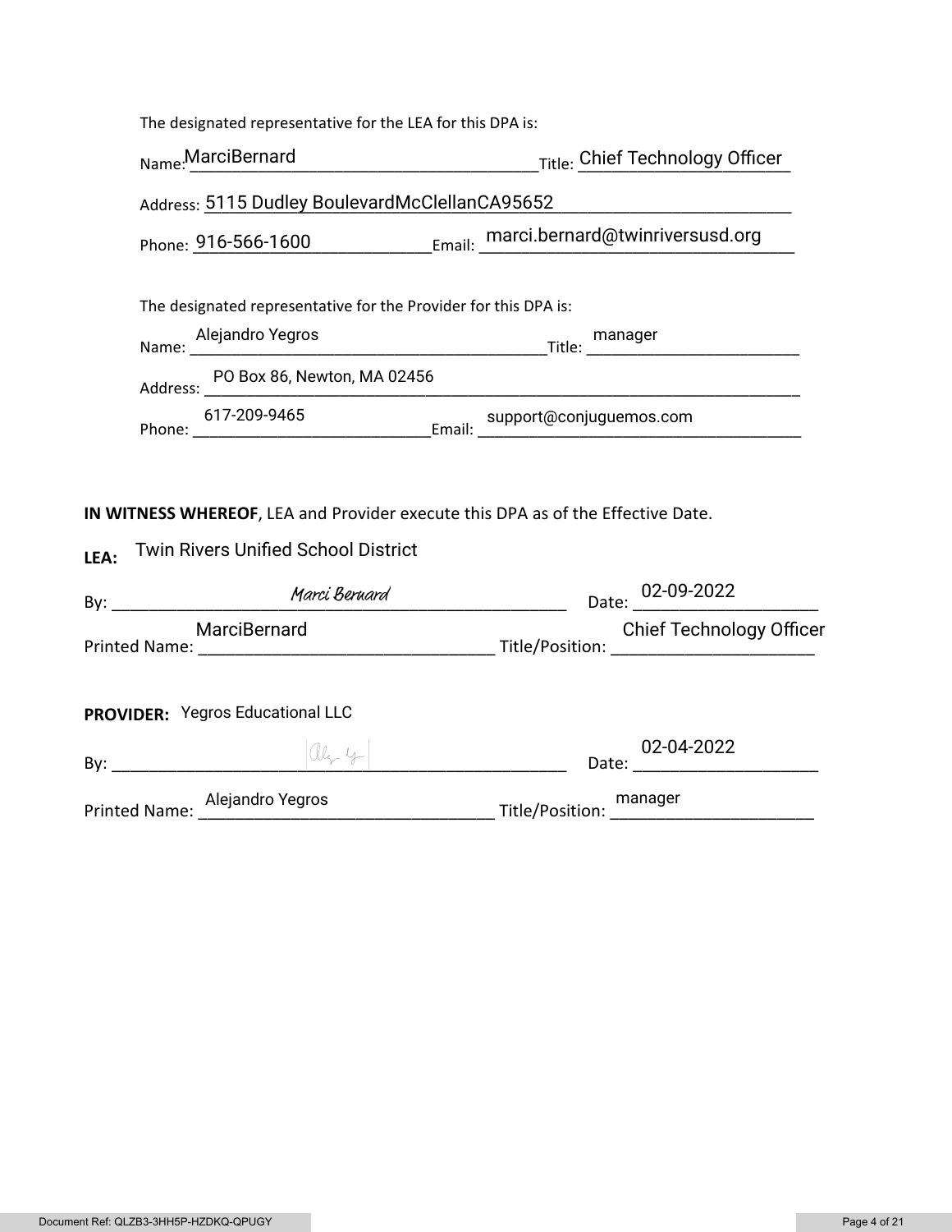The designated representative for the LEA for this DPA is:

Name: MarciBernard Title: Chief Technology Officer

Address: 5115 Dudley BoulevardMcClellanCA95652

Phone: 916-566-1600 Email: marci.bernard@twinriversusd.org

The designated representative for the Provider for this DPA is:

Name: Alejandro Yegros Title: manager

Address: PO Box 86, Newton, MA 02456

Phone: 617-209-9465 Email: support@conjuguemos.com

**IN WITNESS WHEREOF**, LEA and Provider execute this DPA as of the Effective Date.

**LEA:** Twin Rivers Unified School District

By: *Marci Bernard* Date: 02-09-2022

Printed Name: MarciBernard Title/Position: Chief Technology Officer

**PROVIDER:** Yegros Educational LLC

By: ____________________ Date: 02-04-2022

Printed Name: Alejandro Yegros Title/Position: manager

Document Ref: QLZB3-3HH5P-HZDKQ-QPUGY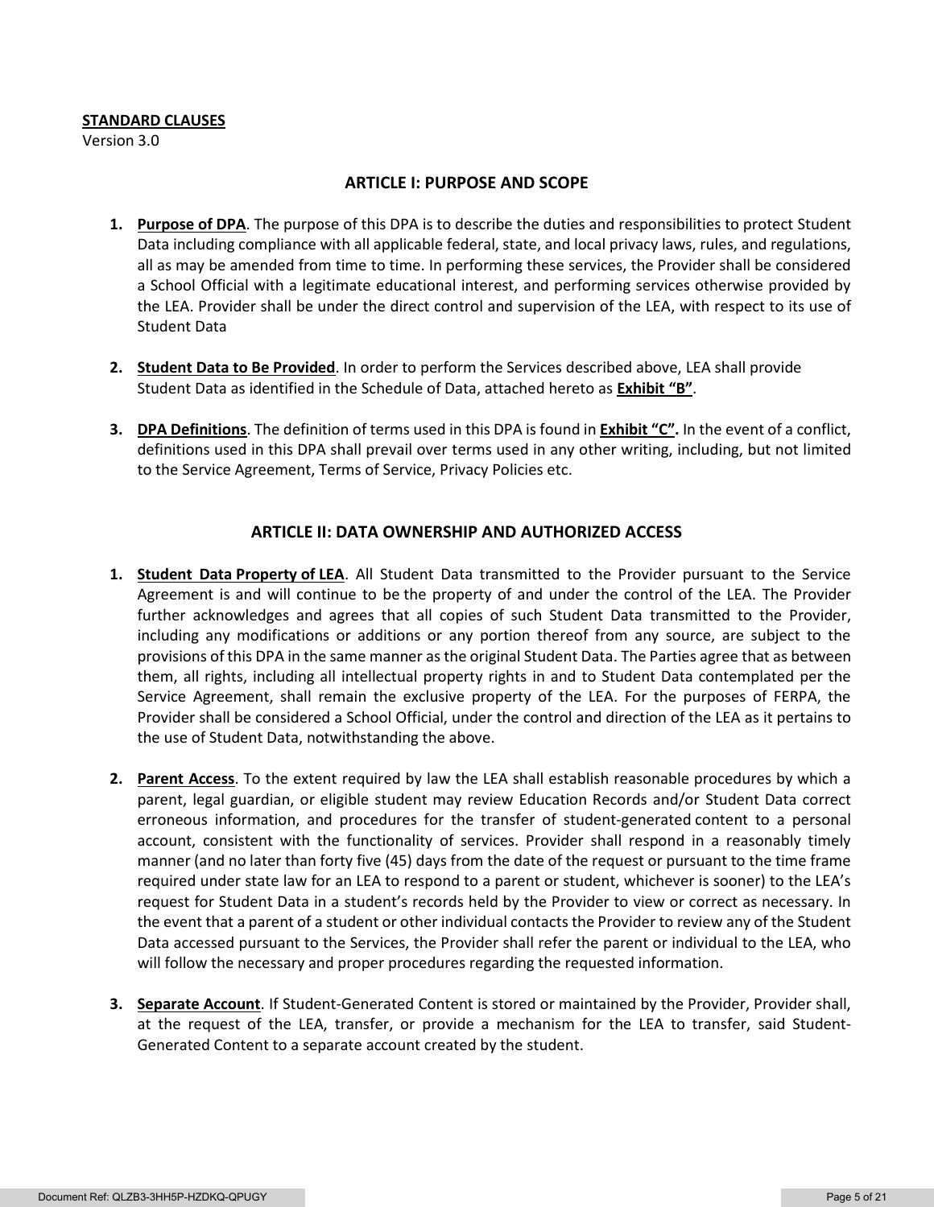**STANDARD CLAUSES**

Version 3.0

## ARTICLE I: PURPOSE AND SCOPE

1. **Purpose of DPA**. The purpose of this DPA is to describe the duties and responsibilities to protect Student Data including compliance with all applicable federal, state, and local privacy laws, rules, and regulations, all as may be amended from time to time. In performing these services, the Provider shall be considered a School Official with a legitimate educational interest, and performing services otherwise provided by the LEA. Provider shall be under the direct control and supervision of the LEA, with respect to its use of Student Data

2. **Student Data to Be Provided**. In order to perform the Services described above, LEA shall provide Student Data as identified in the Schedule of Data, attached hereto as **Exhibit "B"**.

3. **DPA Definitions**. The definition of terms used in this DPA is found in **Exhibit "C".** In the event of a conflict, definitions used in this DPA shall prevail over terms used in any other writing, including, but not limited to the Service Agreement, Terms of Service, Privacy Policies etc.

## ARTICLE II: DATA OWNERSHIP AND AUTHORIZED ACCESS

1. **Student Data Property of LEA**. All Student Data transmitted to the Provider pursuant to the Service Agreement is and will continue to be the property of and under the control of the LEA. The Provider further acknowledges and agrees that all copies of such Student Data transmitted to the Provider, including any modifications or additions or any portion thereof from any source, are subject to the provisions of this DPA in the same manner as the original Student Data. The Parties agree that as between them, all rights, including all intellectual property rights in and to Student Data contemplated per the Service Agreement, shall remain the exclusive property of the LEA. For the purposes of FERPA, the Provider shall be considered a School Official, under the control and direction of the LEA as it pertains to the use of Student Data, notwithstanding the above.

2. **Parent Access**. To the extent required by law the LEA shall establish reasonable procedures by which a parent, legal guardian, or eligible student may review Education Records and/or Student Data correct erroneous information, and procedures for the transfer of student-generated content to a personal account, consistent with the functionality of services. Provider shall respond in a reasonably timely manner (and no later than forty five (45) days from the date of the request or pursuant to the time frame required under state law for an LEA to respond to a parent or student, whichever is sooner) to the LEA's request for Student Data in a student's records held by the Provider to view or correct as necessary. In the event that a parent of a student or other individual contacts the Provider to review any of the Student Data accessed pursuant to the Services, the Provider shall refer the parent or individual to the LEA, who will follow the necessary and proper procedures regarding the requested information.

3. **Separate Account**. If Student-Generated Content is stored or maintained by the Provider, Provider shall, at the request of the LEA, transfer, or provide a mechanism for the LEA to transfer, said Student-Generated Content to a separate account created by the student.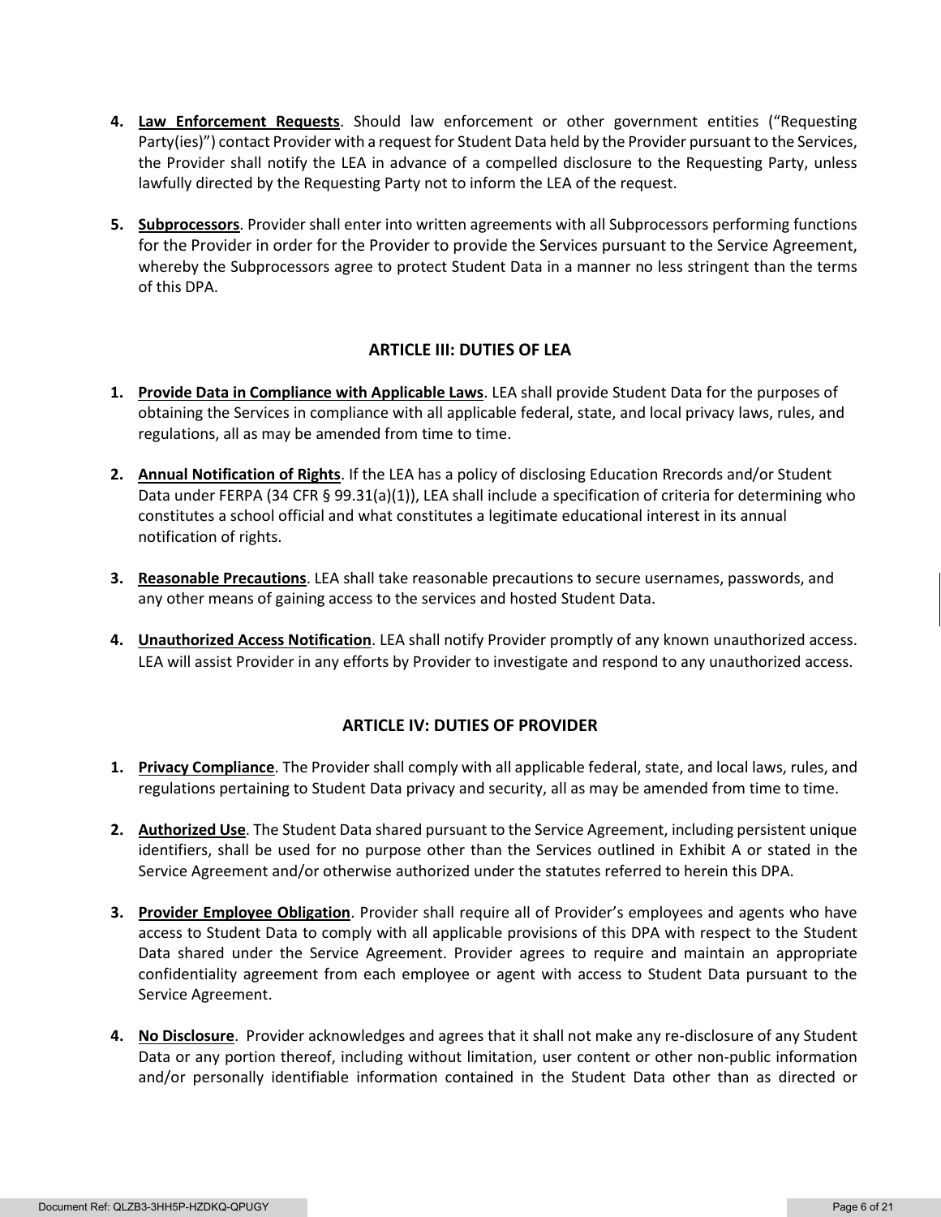4. **Law Enforcement Requests**. Should law enforcement or other government entities ("Requesting Party(ies)") contact Provider with a request for Student Data held by the Provider pursuant to the Services, the Provider shall notify the LEA in advance of a compelled disclosure to the Requesting Party, unless lawfully directed by the Requesting Party not to inform the LEA of the request.

5. **Subprocessors**. Provider shall enter into written agreements with all Subprocessors performing functions for the Provider in order for the Provider to provide the Services pursuant to the Service Agreement, whereby the Subprocessors agree to protect Student Data in a manner no less stringent than the terms of this DPA.

## ARTICLE III: DUTIES OF LEA

1. **Provide Data in Compliance with Applicable Laws**. LEA shall provide Student Data for the purposes of obtaining the Services in compliance with all applicable federal, state, and local privacy laws, rules, and regulations, all as may be amended from time to time.

2. **Annual Notification of Rights**. If the LEA has a policy of disclosing Education Rrecords and/or Student Data under FERPA (34 CFR § 99.31(a)(1)), LEA shall include a specification of criteria for determining who constitutes a school official and what constitutes a legitimate educational interest in its annual notification of rights.

3. **Reasonable Precautions**. LEA shall take reasonable precautions to secure usernames, passwords, and any other means of gaining access to the services and hosted Student Data.

4. **Unauthorized Access Notification**. LEA shall notify Provider promptly of any known unauthorized access. LEA will assist Provider in any efforts by Provider to investigate and respond to any unauthorized access.

## ARTICLE IV: DUTIES OF PROVIDER

1. **Privacy Compliance**. The Provider shall comply with all applicable federal, state, and local laws, rules, and regulations pertaining to Student Data privacy and security, all as may be amended from time to time.

2. **Authorized Use**. The Student Data shared pursuant to the Service Agreement, including persistent unique identifiers, shall be used for no purpose other than the Services outlined in Exhibit A or stated in the Service Agreement and/or otherwise authorized under the statutes referred to herein this DPA.

3. **Provider Employee Obligation**. Provider shall require all of Provider's employees and agents who have access to Student Data to comply with all applicable provisions of this DPA with respect to the Student Data shared under the Service Agreement. Provider agrees to require and maintain an appropriate confidentiality agreement from each employee or agent with access to Student Data pursuant to the Service Agreement.

4. **No Disclosure**. Provider acknowledges and agrees that it shall not make any re-disclosure of any Student Data or any portion thereof, including without limitation, user content or other non-public information and/or personally identifiable information contained in the Student Data other than as directed or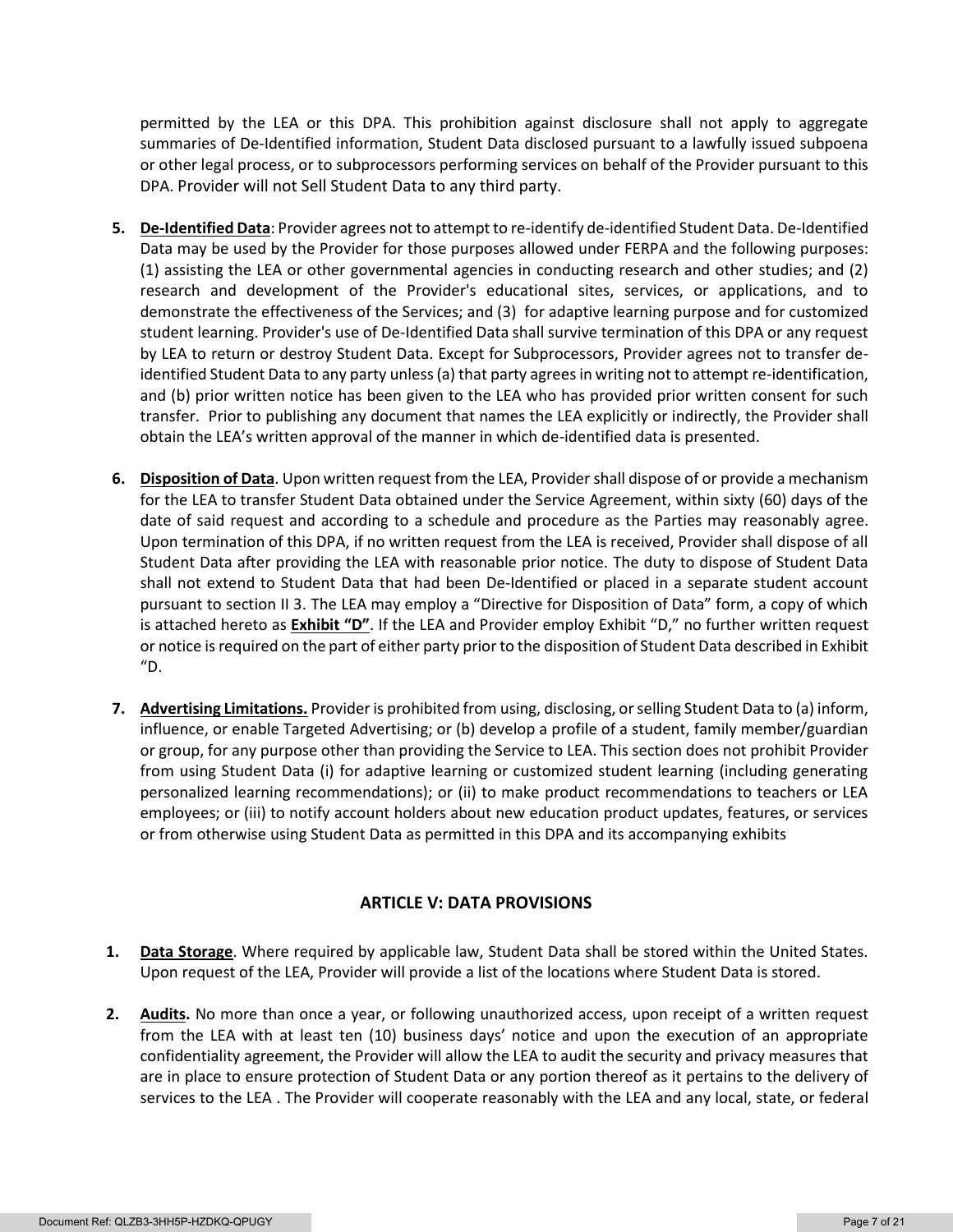permitted by the LEA or this DPA. This prohibition against disclosure shall not apply to aggregate summaries of De-Identified information, Student Data disclosed pursuant to a lawfully issued subpoena or other legal process, or to subprocessors performing services on behalf of the Provider pursuant to this DPA. Provider will not Sell Student Data to any third party.

5. **De-Identified Data**: Provider agrees not to attempt to re-identify de-identified Student Data. De-Identified Data may be used by the Provider for those purposes allowed under FERPA and the following purposes: (1) assisting the LEA or other governmental agencies in conducting research and other studies; and (2) research and development of the Provider's educational sites, services, or applications, and to demonstrate the effectiveness of the Services; and (3) for adaptive learning purpose and for customized student learning. Provider's use of De-Identified Data shall survive termination of this DPA or any request by LEA to return or destroy Student Data. Except for Subprocessors, Provider agrees not to transfer de-identified Student Data to any party unless (a) that party agrees in writing not to attempt re-identification, and (b) prior written notice has been given to the LEA who has provided prior written consent for such transfer. Prior to publishing any document that names the LEA explicitly or indirectly, the Provider shall obtain the LEA's written approval of the manner in which de-identified data is presented.

6. **Disposition of Data**. Upon written request from the LEA, Provider shall dispose of or provide a mechanism for the LEA to transfer Student Data obtained under the Service Agreement, within sixty (60) days of the date of said request and according to a schedule and procedure as the Parties may reasonably agree. Upon termination of this DPA, if no written request from the LEA is received, Provider shall dispose of all Student Data after providing the LEA with reasonable prior notice. The duty to dispose of Student Data shall not extend to Student Data that had been De-Identified or placed in a separate student account pursuant to section II 3. The LEA may employ a "Directive for Disposition of Data" form, a copy of which is attached hereto as **Exhibit "D"**. If the LEA and Provider employ Exhibit "D," no further written request or notice is required on the part of either party prior to the disposition of Student Data described in Exhibit "D.

7. **Advertising Limitations.** Provider is prohibited from using, disclosing, or selling Student Data to (a) inform, influence, or enable Targeted Advertising; or (b) develop a profile of a student, family member/guardian or group, for any purpose other than providing the Service to LEA. This section does not prohibit Provider from using Student Data (i) for adaptive learning or customized student learning (including generating personalized learning recommendations); or (ii) to make product recommendations to teachers or LEA employees; or (iii) to notify account holders about new education product updates, features, or services or from otherwise using Student Data as permitted in this DPA and its accompanying exhibits

## ARTICLE V: DATA PROVISIONS

1. **Data Storage**. Where required by applicable law, Student Data shall be stored within the United States. Upon request of the LEA, Provider will provide a list of the locations where Student Data is stored.

2. **Audits.** No more than once a year, or following unauthorized access, upon receipt of a written request from the LEA with at least ten (10) business days' notice and upon the execution of an appropriate confidentiality agreement, the Provider will allow the LEA to audit the security and privacy measures that are in place to ensure protection of Student Data or any portion thereof as it pertains to the delivery of services to the LEA . The Provider will cooperate reasonably with the LEA and any local, state, or federal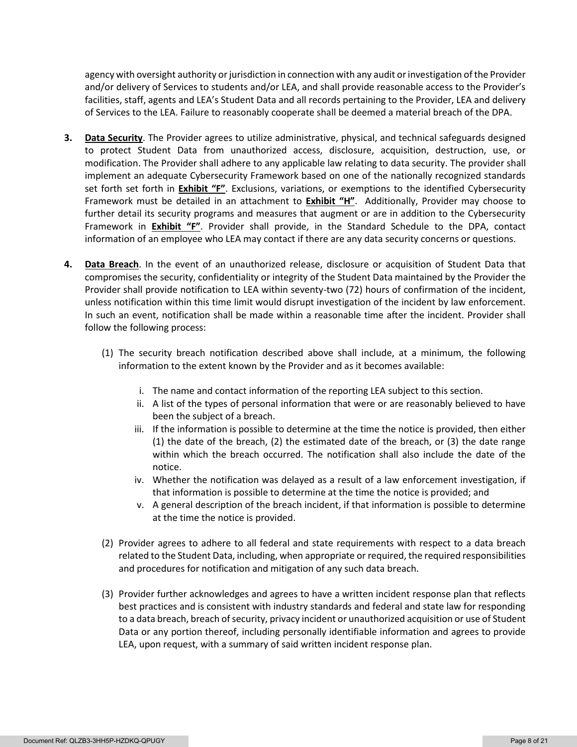agency with oversight authority or jurisdiction in connection with any audit or investigation of the Provider and/or delivery of Services to students and/or LEA, and shall provide reasonable access to the Provider's facilities, staff, agents and LEA's Student Data and all records pertaining to the Provider, LEA and delivery of Services to the LEA. Failure to reasonably cooperate shall be deemed a material breach of the DPA.

**3. Data Security**. The Provider agrees to utilize administrative, physical, and technical safeguards designed to protect Student Data from unauthorized access, disclosure, acquisition, destruction, use, or modification. The Provider shall adhere to any applicable law relating to data security. The provider shall implement an adequate Cybersecurity Framework based on one of the nationally recognized standards set forth set forth in **Exhibit "F"**. Exclusions, variations, or exemptions to the identified Cybersecurity Framework must be detailed in an attachment to **Exhibit "H"**. Additionally, Provider may choose to further detail its security programs and measures that augment or are in addition to the Cybersecurity Framework in **Exhibit "F"**. Provider shall provide, in the Standard Schedule to the DPA, contact information of an employee who LEA may contact if there are any data security concerns or questions.

**4. Data Breach**. In the event of an unauthorized release, disclosure or acquisition of Student Data that compromises the security, confidentiality or integrity of the Student Data maintained by the Provider the Provider shall provide notification to LEA within seventy-two (72) hours of confirmation of the incident, unless notification within this time limit would disrupt investigation of the incident by law enforcement. In such an event, notification shall be made within a reasonable time after the incident. Provider shall follow the following process:

(1) The security breach notification described above shall include, at a minimum, the following information to the extent known by the Provider and as it becomes available:

i. The name and contact information of the reporting LEA subject to this section.
ii. A list of the types of personal information that were or are reasonably believed to have been the subject of a breach.
iii. If the information is possible to determine at the time the notice is provided, then either (1) the date of the breach, (2) the estimated date of the breach, or (3) the date range within which the breach occurred. The notification shall also include the date of the notice.
iv. Whether the notification was delayed as a result of a law enforcement investigation, if that information is possible to determine at the time the notice is provided; and
v. A general description of the breach incident, if that information is possible to determine at the time the notice is provided.

(2) Provider agrees to adhere to all federal and state requirements with respect to a data breach related to the Student Data, including, when appropriate or required, the required responsibilities and procedures for notification and mitigation of any such data breach.

(3) Provider further acknowledges and agrees to have a written incident response plan that reflects best practices and is consistent with industry standards and federal and state law for responding to a data breach, breach of security, privacy incident or unauthorized acquisition or use of Student Data or any portion thereof, including personally identifiable information and agrees to provide LEA, upon request, with a summary of said written incident response plan.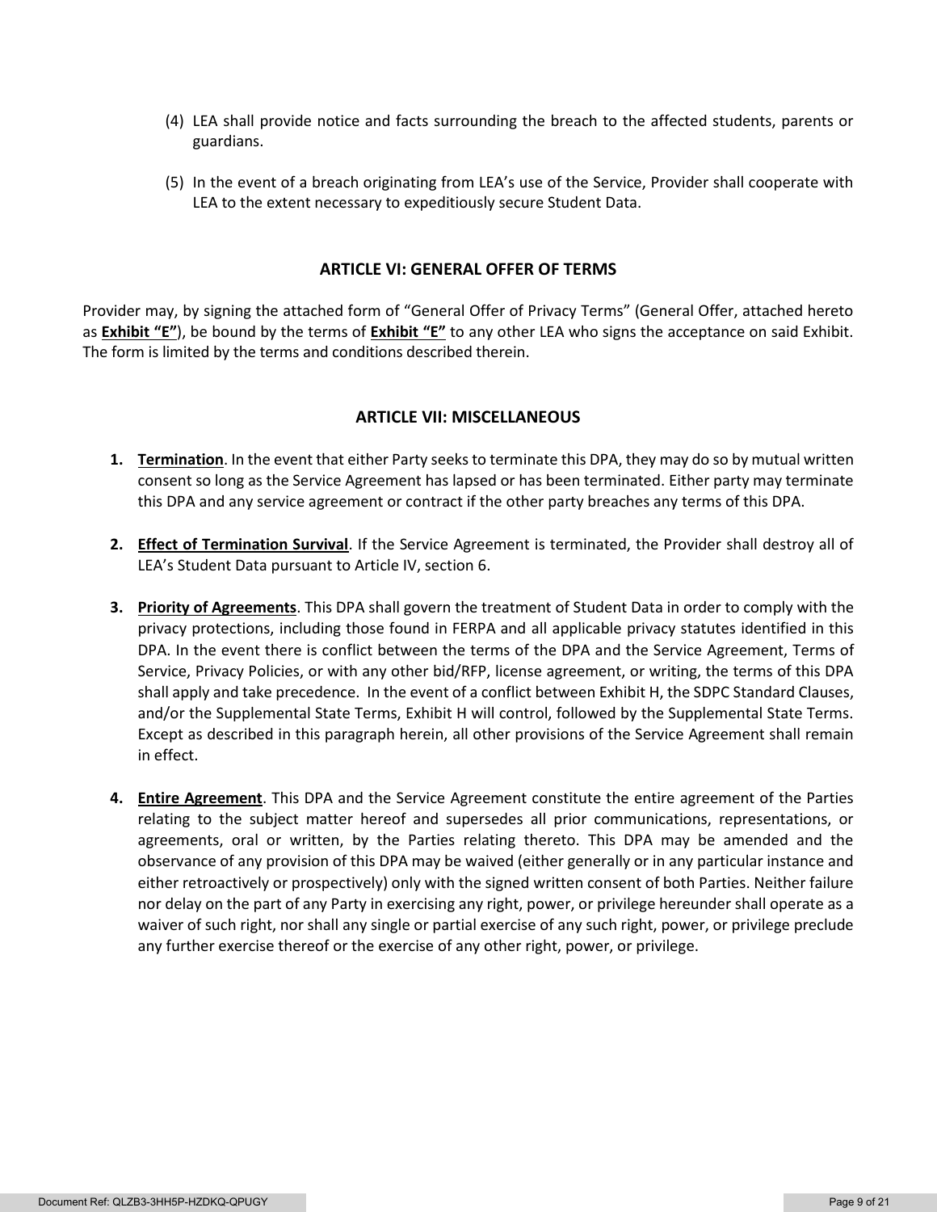(4) LEA shall provide notice and facts surrounding the breach to the affected students, parents or guardians.

(5) In the event of a breach originating from LEA's use of the Service, Provider shall cooperate with LEA to the extent necessary to expeditiously secure Student Data.

## ARTICLE VI: GENERAL OFFER OF TERMS

Provider may, by signing the attached form of "General Offer of Privacy Terms" (General Offer, attached hereto as **Exhibit "E"**), be bound by the terms of **Exhibit "E"** to any other LEA who signs the acceptance on said Exhibit. The form is limited by the terms and conditions described therein.

## ARTICLE VII: MISCELLANEOUS

1. **Termination**. In the event that either Party seeks to terminate this DPA, they may do so by mutual written consent so long as the Service Agreement has lapsed or has been terminated. Either party may terminate this DPA and any service agreement or contract if the other party breaches any terms of this DPA.

2. **Effect of Termination Survival**. If the Service Agreement is terminated, the Provider shall destroy all of LEA's Student Data pursuant to Article IV, section 6.

3. **Priority of Agreements**. This DPA shall govern the treatment of Student Data in order to comply with the privacy protections, including those found in FERPA and all applicable privacy statutes identified in this DPA. In the event there is conflict between the terms of the DPA and the Service Agreement, Terms of Service, Privacy Policies, or with any other bid/RFP, license agreement, or writing, the terms of this DPA shall apply and take precedence. In the event of a conflict between Exhibit H, the SDPC Standard Clauses, and/or the Supplemental State Terms, Exhibit H will control, followed by the Supplemental State Terms. Except as described in this paragraph herein, all other provisions of the Service Agreement shall remain in effect.

4. **Entire Agreement**. This DPA and the Service Agreement constitute the entire agreement of the Parties relating to the subject matter hereof and supersedes all prior communications, representations, or agreements, oral or written, by the Parties relating thereto. This DPA may be amended and the observance of any provision of this DPA may be waived (either generally or in any particular instance and either retroactively or prospectively) only with the signed written consent of both Parties. Neither failure nor delay on the part of any Party in exercising any right, power, or privilege hereunder shall operate as a waiver of such right, nor shall any single or partial exercise of any such right, power, or privilege preclude any further exercise thereof or the exercise of any other right, power, or privilege.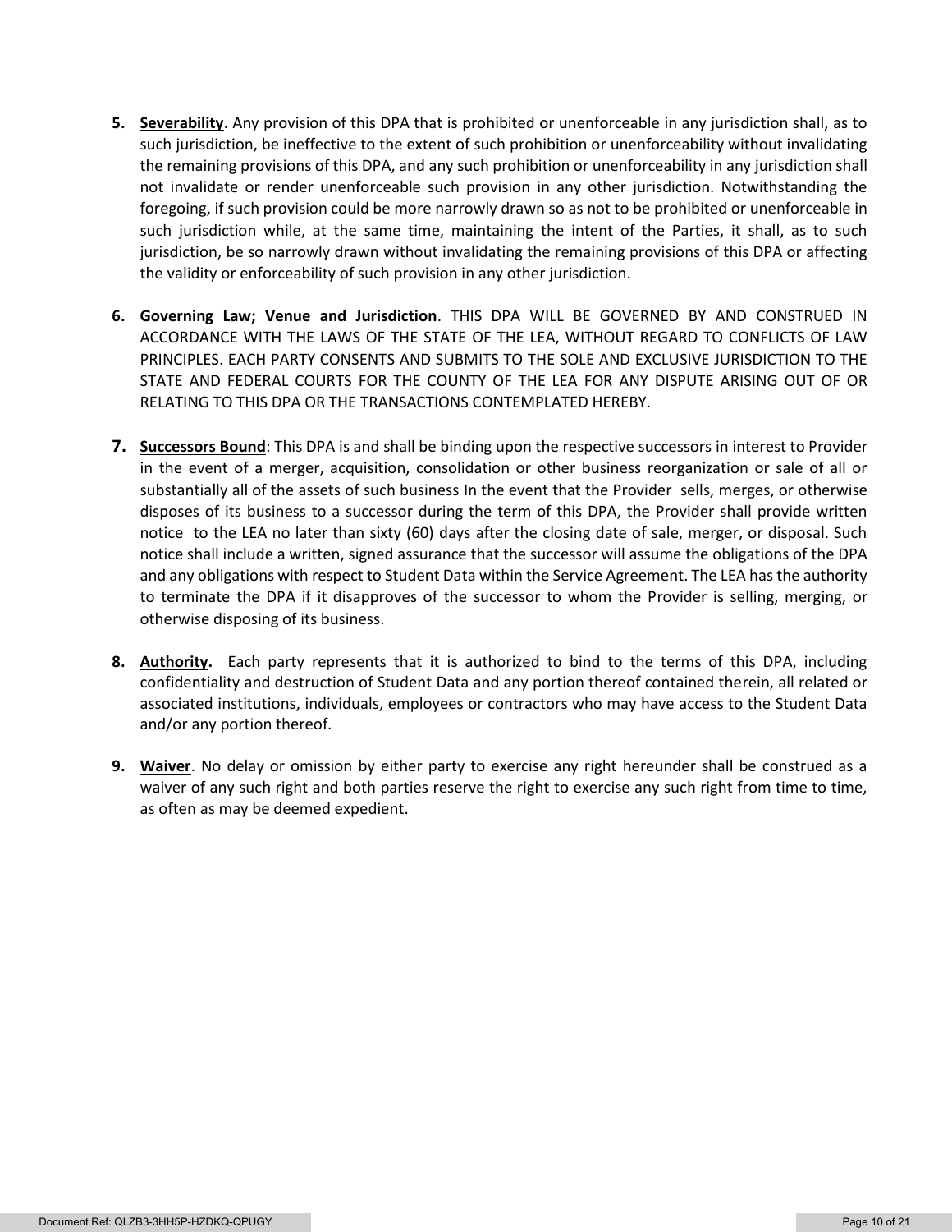5. **Severability**. Any provision of this DPA that is prohibited or unenforceable in any jurisdiction shall, as to such jurisdiction, be ineffective to the extent of such prohibition or unenforceability without invalidating the remaining provisions of this DPA, and any such prohibition or unenforceability in any jurisdiction shall not invalidate or render unenforceable such provision in any other jurisdiction. Notwithstanding the foregoing, if such provision could be more narrowly drawn so as not to be prohibited or unenforceable in such jurisdiction while, at the same time, maintaining the intent of the Parties, it shall, as to such jurisdiction, be so narrowly drawn without invalidating the remaining provisions of this DPA or affecting the validity or enforceability of such provision in any other jurisdiction.

6. **Governing Law; Venue and Jurisdiction**. THIS DPA WILL BE GOVERNED BY AND CONSTRUED IN ACCORDANCE WITH THE LAWS OF THE STATE OF THE LEA, WITHOUT REGARD TO CONFLICTS OF LAW PRINCIPLES. EACH PARTY CONSENTS AND SUBMITS TO THE SOLE AND EXCLUSIVE JURISDICTION TO THE STATE AND FEDERAL COURTS FOR THE COUNTY OF THE LEA FOR ANY DISPUTE ARISING OUT OF OR RELATING TO THIS DPA OR THE TRANSACTIONS CONTEMPLATED HEREBY.

7. **Successors Bound**: This DPA is and shall be binding upon the respective successors in interest to Provider in the event of a merger, acquisition, consolidation or other business reorganization or sale of all or substantially all of the assets of such business In the event that the Provider sells, merges, or otherwise disposes of its business to a successor during the term of this DPA, the Provider shall provide written notice to the LEA no later than sixty (60) days after the closing date of sale, merger, or disposal. Such notice shall include a written, signed assurance that the successor will assume the obligations of the DPA and any obligations with respect to Student Data within the Service Agreement. The LEA has the authority to terminate the DPA if it disapproves of the successor to whom the Provider is selling, merging, or otherwise disposing of its business.

8. **Authority.** Each party represents that it is authorized to bind to the terms of this DPA, including confidentiality and destruction of Student Data and any portion thereof contained therein, all related or associated institutions, individuals, employees or contractors who may have access to the Student Data and/or any portion thereof.

9. **Waiver**. No delay or omission by either party to exercise any right hereunder shall be construed as a waiver of any such right and both parties reserve the right to exercise any such right from time to time, as often as may be deemed expedient.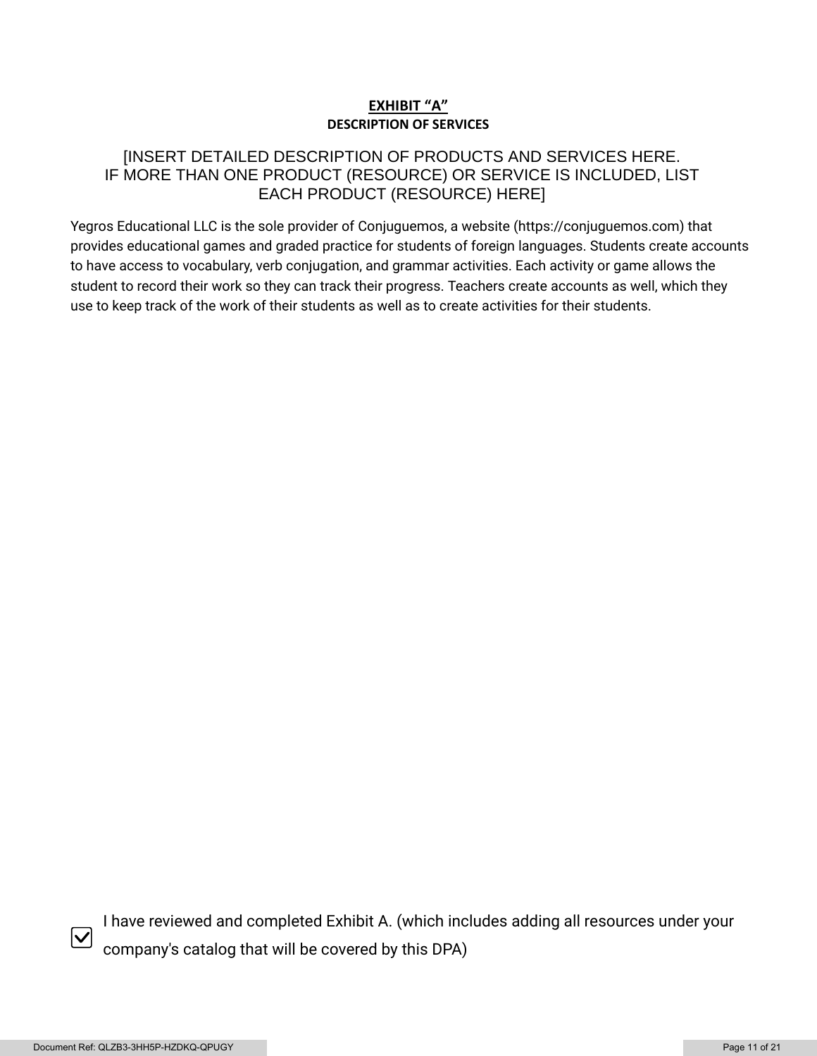# EXHIBIT "A"

## DESCRIPTION OF SERVICES

[INSERT DETAILED DESCRIPTION OF PRODUCTS AND SERVICES HERE. IF MORE THAN ONE PRODUCT (RESOURCE) OR SERVICE IS INCLUDED, LIST EACH PRODUCT (RESOURCE) HERE]

Yegros Educational LLC is the sole provider of Conjuguemos, a website (https://conjuguemos.com) that provides educational games and graded practice for students of foreign languages. Students create accounts to have access to vocabulary, verb conjugation, and grammar activities. Each activity or game allows the student to record their work so they can track their progress. Teachers create accounts as well, which they use to keep track of the work of their students as well as to create activities for their students.

☑ I have reviewed and completed Exhibit A. (which includes adding all resources under your company's catalog that will be covered by this DPA)

Document Ref: QLZB3-3HH5P-HZDKQ-QPUGY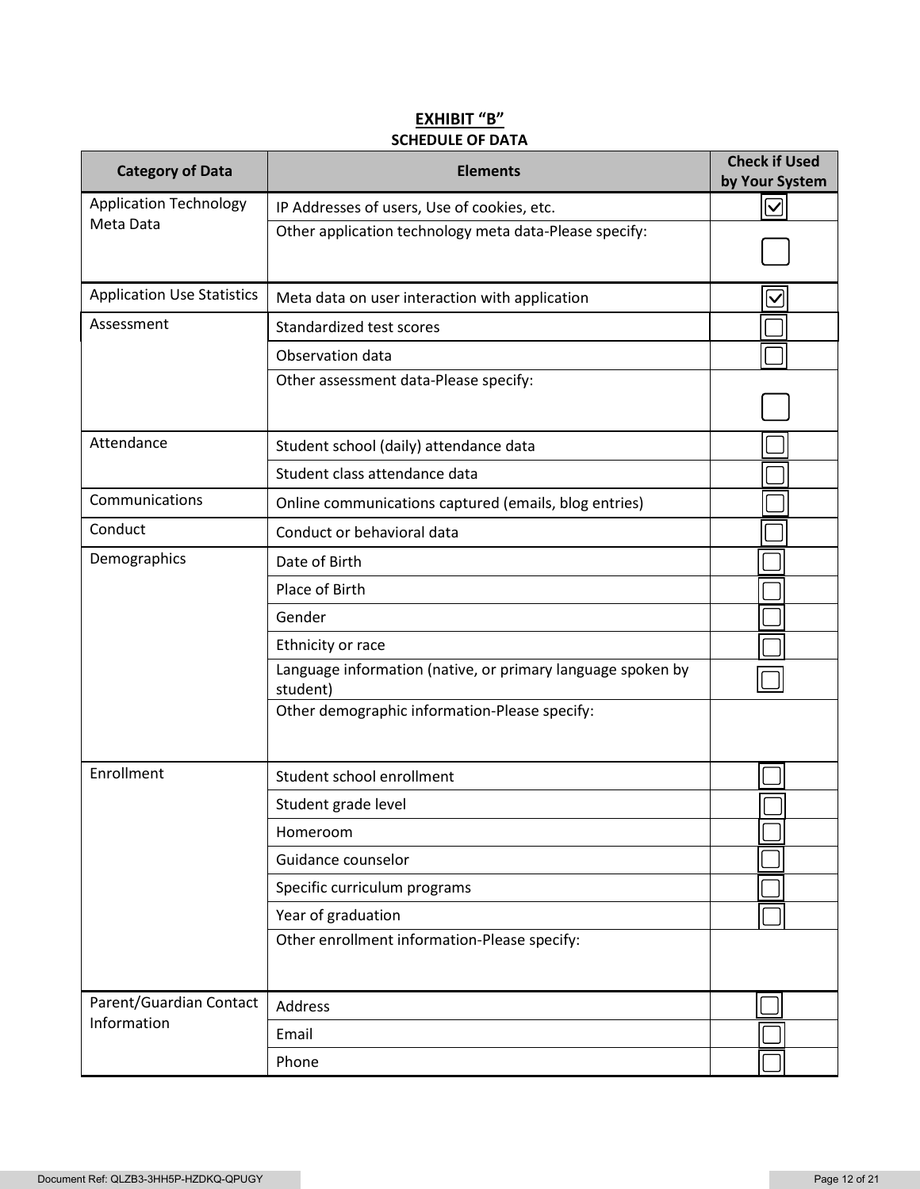**EXHIBIT "B"**

**SCHEDULE OF DATA**

| Category of Data | Elements | Check if Used by Your System |
|---|---|---|
| Application Technology Meta Data | IP Addresses of users, Use of cookies, etc. | ☑ |
| | Other application technology meta data-Please specify: | ☐ |
| Application Use Statistics | Meta data on user interaction with application | ☑ |
| Assessment | Standardized test scores | ☐ |
| | Observation data | ☐ |
| | Other assessment data-Please specify: | ☐ |
| Attendance | Student school (daily) attendance data | ☐ |
| | Student class attendance data | ☐ |
| Communications | Online communications captured (emails, blog entries) | ☐ |
| Conduct | Conduct or behavioral data | ☐ |
| Demographics | Date of Birth | ☐ |
| | Place of Birth | ☐ |
| | Gender | ☐ |
| | Ethnicity or race | ☐ |
| | Language information (native, or primary language spoken by student) | ☐ |
| | Other demographic information-Please specify: | |
| Enrollment | Student school enrollment | ☐ |
| | Student grade level | ☐ |
| | Homeroom | ☐ |
| | Guidance counselor | ☐ |
| | Specific curriculum programs | ☐ |
| | Year of graduation | ☐ |
| | Other enrollment information-Please specify: | |
| Parent/Guardian Contact Information | Address | ☐ |
| | Email | ☐ |
| | Phone | ☐ |

Document Ref: QLZB3-3HH5P-HZDKQ-QPUGY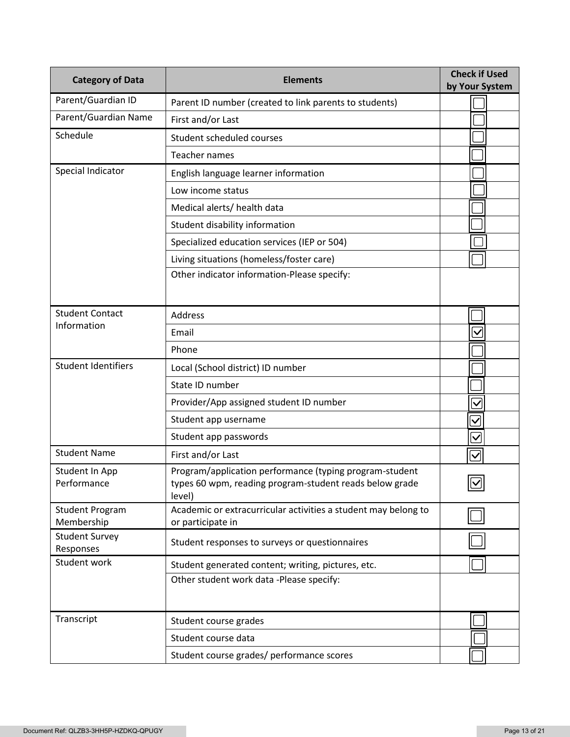| Category of Data | Elements | Check if Used by Your System |
| --- | --- | --- |
| Parent/Guardian ID | Parent ID number (created to link parents to students) | ☐ |
| Parent/Guardian Name | First and/or Last | ☐ |
| Schedule | Student scheduled courses | ☐ |
| | Teacher names | ☐ |
| Special Indicator | English language learner information | ☐ |
| | Low income status | ☐ |
| | Medical alerts/ health data | ☐ |
| | Student disability information | ☐ |
| | Specialized education services (IEP or 504) | ☐ |
| | Living situations (homeless/foster care) | ☐ |
| | Other indicator information-Please specify: | |
| Student Contact Information | Address | ☐ |
| | Email | ☑ |
| | Phone | ☐ |
| Student Identifiers | Local (School district) ID number | ☐ |
| | State ID number | ☐ |
| | Provider/App assigned student ID number | ☑ |
| | Student app username | ☑ |
| | Student app passwords | ☑ |
| Student Name | First and/or Last | ☑ |
| Student In App Performance | Program/application performance (typing program-student types 60 wpm, reading program-student reads below grade level) | ☑ |
| Student Program Membership | Academic or extracurricular activities a student may belong to or participate in | ☐ |
| Student Survey Responses | Student responses to surveys or questionnaires | ☐ |
| Student work | Student generated content; writing, pictures, etc. | ☐ |
| | Other student work data -Please specify: | |
| Transcript | Student course grades | ☐ |
| | Student course data | ☐ |
| | Student course grades/ performance scores | ☐ |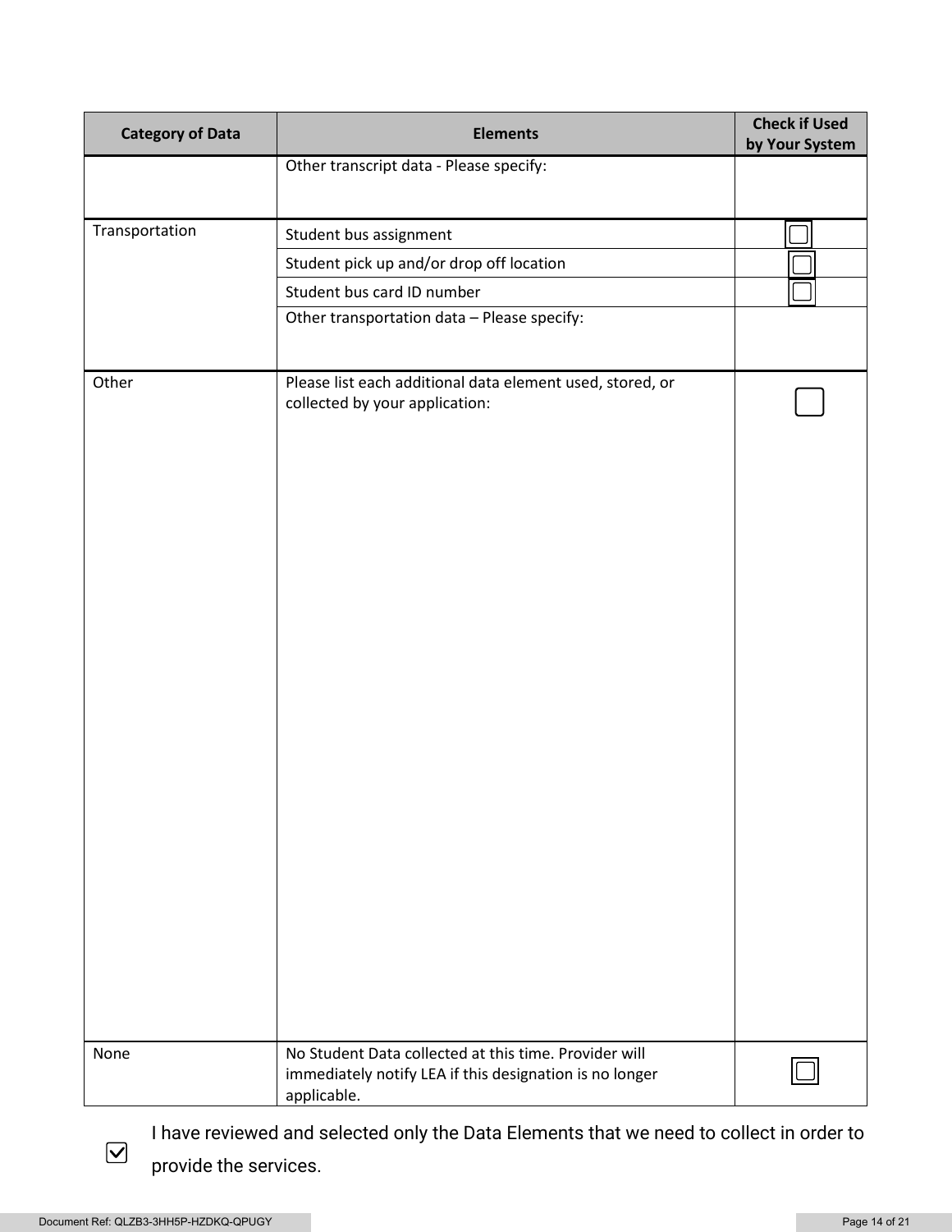| Category of Data | Elements | Check if Used by Your System |
| --- | --- | --- |
| | Other transcript data - Please specify: | |
| Transportation | Student bus assignment | ☐ |
| | Student pick up and/or drop off location | ☐ |
| | Student bus card ID number | ☐ |
| | Other transportation data – Please specify: | |
| Other | Please list each additional data element used, stored, or collected by your application: | ☐ |
| None | No Student Data collected at this time. Provider will immediately notify LEA if this designation is no longer applicable. | ☐ |

☑ I have reviewed and selected only the Data Elements that we need to collect in order to provide the services.

Document Ref: QLZB3-3HH5P-HZDKQ-QPUGY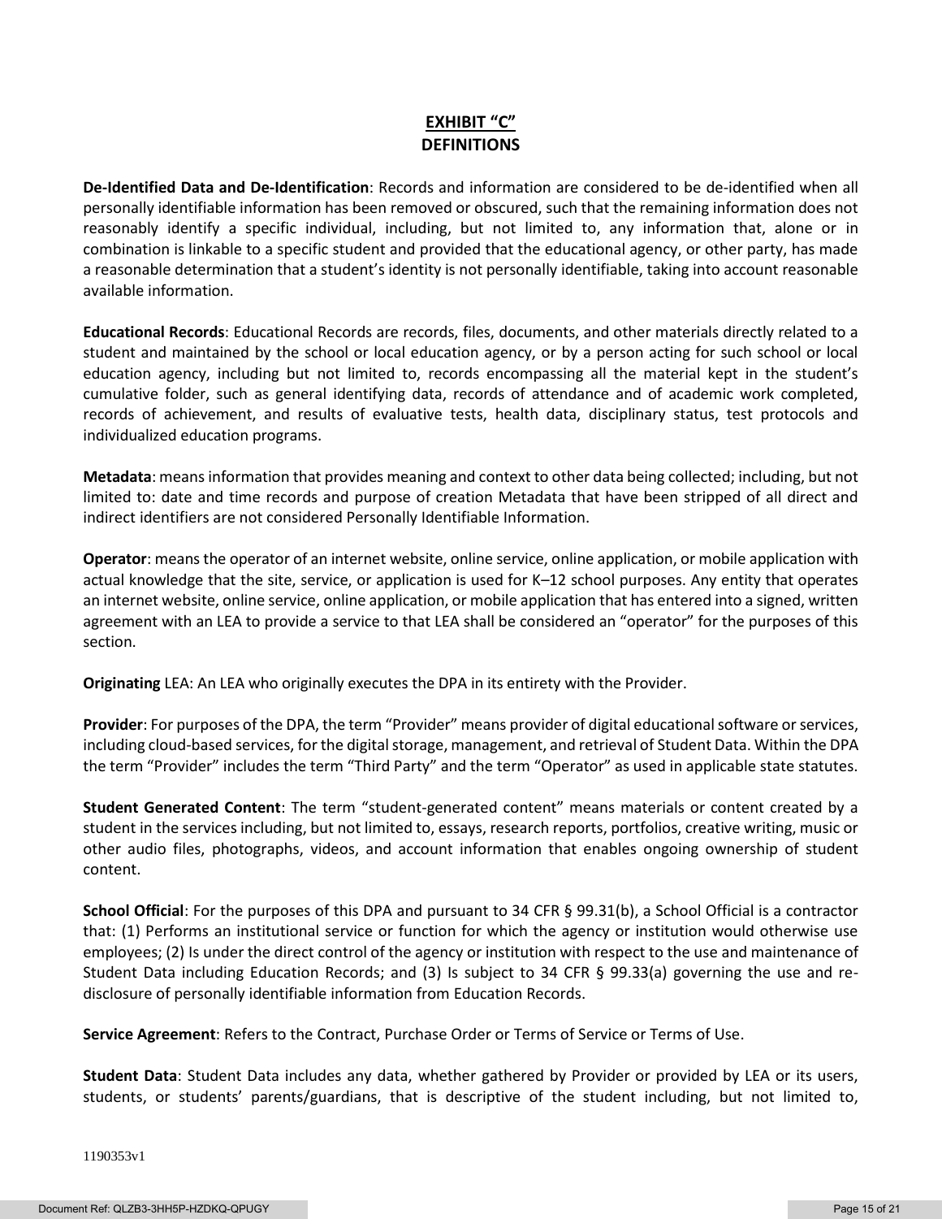# EXHIBIT "C"
## DEFINITIONS

**De-Identified Data and De-Identification**: Records and information are considered to be de-identified when all personally identifiable information has been removed or obscured, such that the remaining information does not reasonably identify a specific individual, including, but not limited to, any information that, alone or in combination is linkable to a specific student and provided that the educational agency, or other party, has made a reasonable determination that a student's identity is not personally identifiable, taking into account reasonable available information.

**Educational Records**: Educational Records are records, files, documents, and other materials directly related to a student and maintained by the school or local education agency, or by a person acting for such school or local education agency, including but not limited to, records encompassing all the material kept in the student's cumulative folder, such as general identifying data, records of attendance and of academic work completed, records of achievement, and results of evaluative tests, health data, disciplinary status, test protocols and individualized education programs.

**Metadata**: means information that provides meaning and context to other data being collected; including, but not limited to: date and time records and purpose of creation Metadata that have been stripped of all direct and indirect identifiers are not considered Personally Identifiable Information.

**Operator**: means the operator of an internet website, online service, online application, or mobile application with actual knowledge that the site, service, or application is used for K–12 school purposes. Any entity that operates an internet website, online service, online application, or mobile application that has entered into a signed, written agreement with an LEA to provide a service to that LEA shall be considered an "operator" for the purposes of this section.

**Originating** LEA: An LEA who originally executes the DPA in its entirety with the Provider.

**Provider**: For purposes of the DPA, the term "Provider" means provider of digital educational software or services, including cloud-based services, for the digital storage, management, and retrieval of Student Data. Within the DPA the term "Provider" includes the term "Third Party" and the term "Operator" as used in applicable state statutes.

**Student Generated Content**: The term "student-generated content" means materials or content created by a student in the services including, but not limited to, essays, research reports, portfolios, creative writing, music or other audio files, photographs, videos, and account information that enables ongoing ownership of student content.

**School Official**: For the purposes of this DPA and pursuant to 34 CFR § 99.31(b), a School Official is a contractor that: (1) Performs an institutional service or function for which the agency or institution would otherwise use employees; (2) Is under the direct control of the agency or institution with respect to the use and maintenance of Student Data including Education Records; and (3) Is subject to 34 CFR § 99.33(a) governing the use and re-disclosure of personally identifiable information from Education Records.

**Service Agreement**: Refers to the Contract, Purchase Order or Terms of Service or Terms of Use.

**Student Data**: Student Data includes any data, whether gathered by Provider or provided by LEA or its users, students, or students' parents/guardians, that is descriptive of the student including, but not limited to,

1190353v1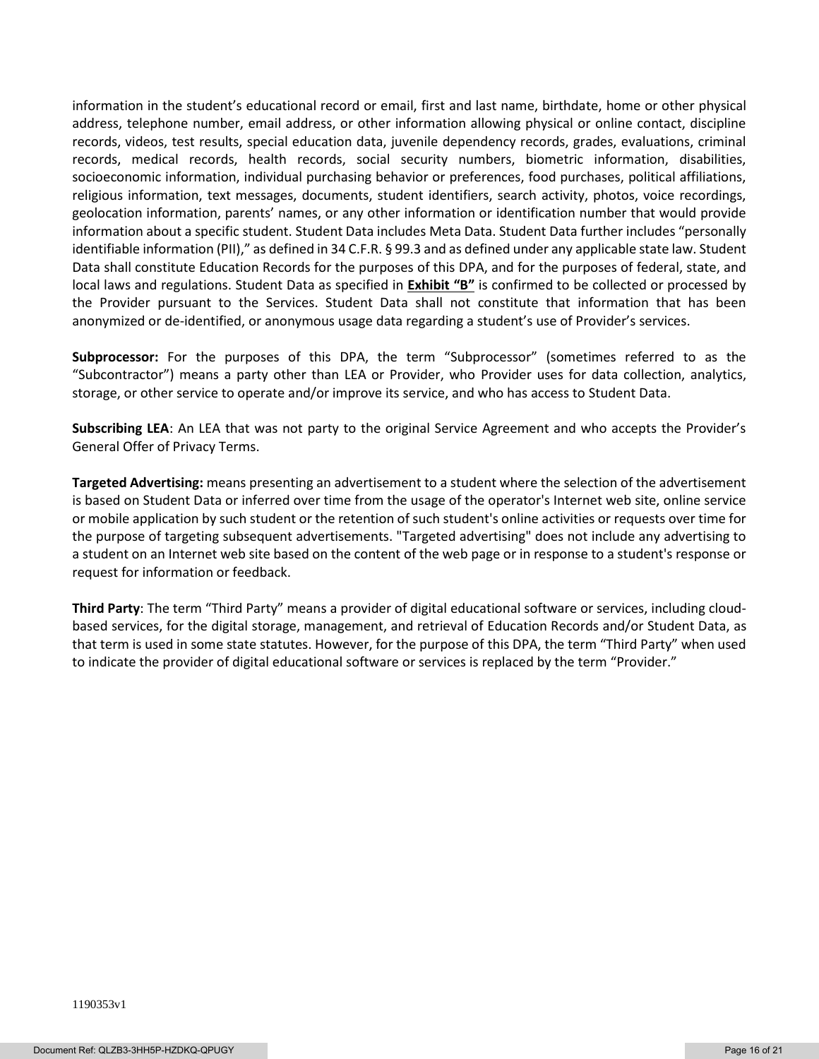information in the student's educational record or email, first and last name, birthdate, home or other physical address, telephone number, email address, or other information allowing physical or online contact, discipline records, videos, test results, special education data, juvenile dependency records, grades, evaluations, criminal records, medical records, health records, social security numbers, biometric information, disabilities, socioeconomic information, individual purchasing behavior or preferences, food purchases, political affiliations, religious information, text messages, documents, student identifiers, search activity, photos, voice recordings, geolocation information, parents' names, or any other information or identification number that would provide information about a specific student. Student Data includes Meta Data. Student Data further includes "personally identifiable information (PII)," as defined in 34 C.F.R. § 99.3 and as defined under any applicable state law. Student Data shall constitute Education Records for the purposes of this DPA, and for the purposes of federal, state, and local laws and regulations. Student Data as specified in **Exhibit "B"** is confirmed to be collected or processed by the Provider pursuant to the Services. Student Data shall not constitute that information that has been anonymized or de-identified, or anonymous usage data regarding a student's use of Provider's services.

**Subprocessor:** For the purposes of this DPA, the term "Subprocessor" (sometimes referred to as the "Subcontractor") means a party other than LEA or Provider, who Provider uses for data collection, analytics, storage, or other service to operate and/or improve its service, and who has access to Student Data.

**Subscribing LEA**: An LEA that was not party to the original Service Agreement and who accepts the Provider's General Offer of Privacy Terms.

**Targeted Advertising:** means presenting an advertisement to a student where the selection of the advertisement is based on Student Data or inferred over time from the usage of the operator's Internet web site, online service or mobile application by such student or the retention of such student's online activities or requests over time for the purpose of targeting subsequent advertisements. "Targeted advertising" does not include any advertising to a student on an Internet web site based on the content of the web page or in response to a student's response or request for information or feedback.

**Third Party**: The term "Third Party" means a provider of digital educational software or services, including cloud-based services, for the digital storage, management, and retrieval of Education Records and/or Student Data, as that term is used in some state statutes. However, for the purpose of this DPA, the term "Third Party" when used to indicate the provider of digital educational software or services is replaced by the term "Provider."

1190353v1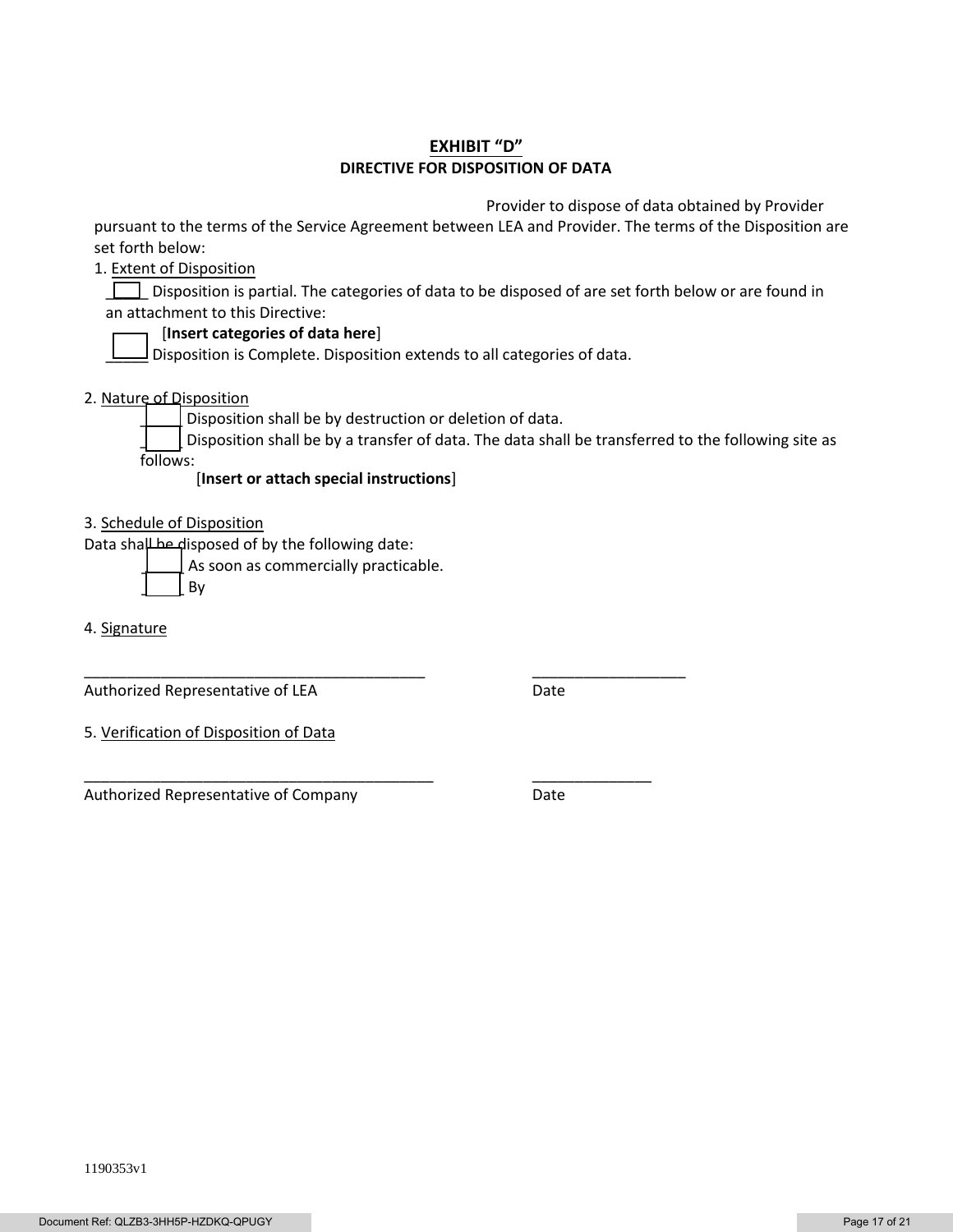# EXHIBIT "D"

## DIRECTIVE FOR DISPOSITION OF DATA

Provider to dispose of data obtained by Provider pursuant to the terms of the Service Agreement between LEA and Provider. The terms of the Disposition are set forth below:

1. Extent of Disposition

☐ Disposition is partial. The categories of data to be disposed of are set forth below or are found in an attachment to this Directive:

[**Insert categories of data here**]

☐ Disposition is Complete. Disposition extends to all categories of data.

2. Nature of Disposition

☐ Disposition shall be by destruction or deletion of data.

☐ Disposition shall be by a transfer of data. The data shall be transferred to the following site as follows:

[**Insert or attach special instructions**]

3. Schedule of Disposition

Data shall be disposed of by the following date:

☐ As soon as commercially practicable.

☐ By

4. Signature

_________________________________________ __________________

Authorized Representative of LEA Date

5. Verification of Disposition of Data

__________________________________________ ______________

Authorized Representative of Company Date

1190353v1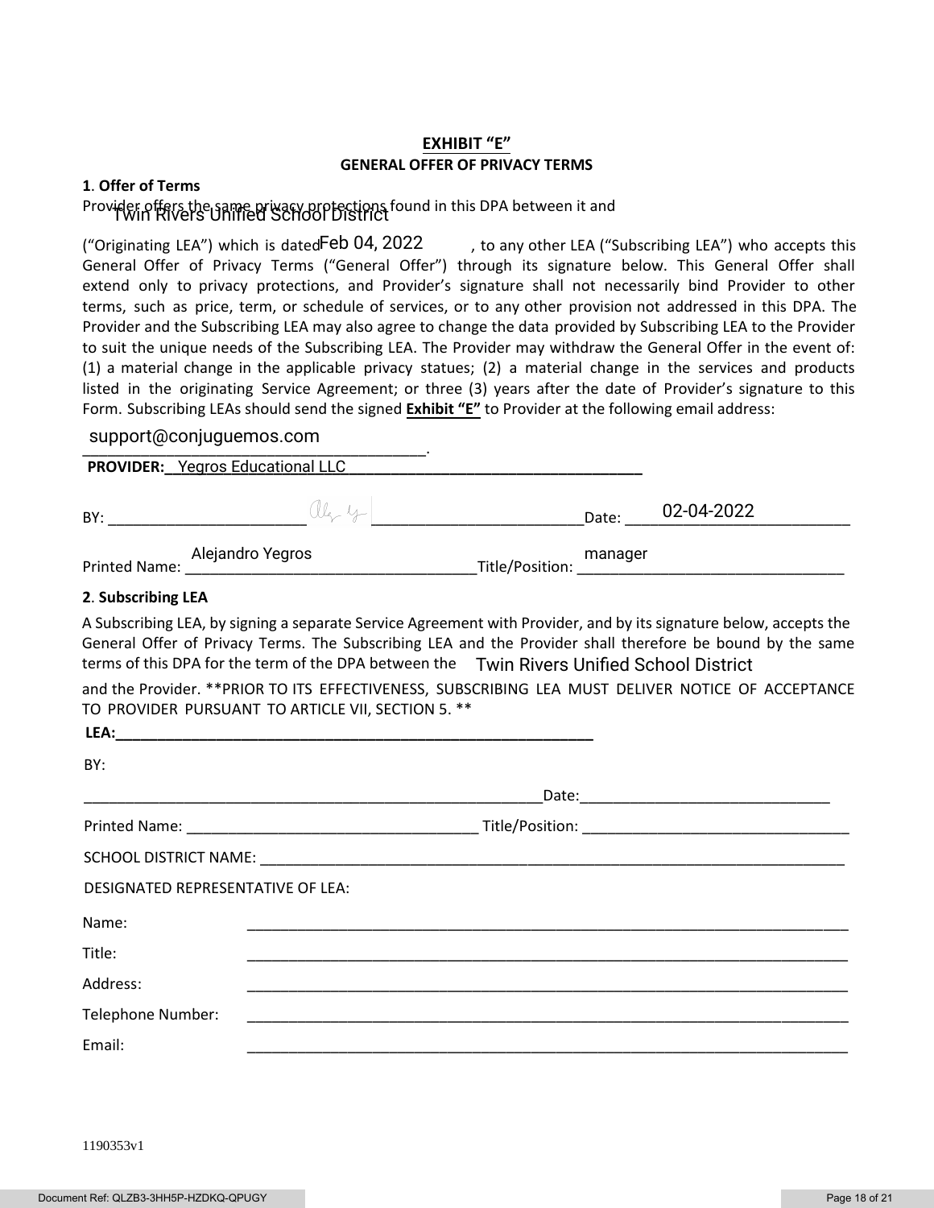## EXHIBIT "E"

### GENERAL OFFER OF PRIVACY TERMS

**1. Offer of Terms**

Provider offers the same privacy protections found in this DPA between it and Twin Rivers Unified School District ("Originating LEA") which is dated Feb 04, 2022, to any other LEA ("Subscribing LEA") who accepts this General Offer of Privacy Terms ("General Offer") through its signature below. This General Offer shall extend only to privacy protections, and Provider's signature shall not necessarily bind Provider to other terms, such as price, term, or schedule of services, or to any other provision not addressed in this DPA. The Provider and the Subscribing LEA may also agree to change the data provided by Subscribing LEA to the Provider to suit the unique needs of the Subscribing LEA. The Provider may withdraw the General Offer in the event of: (1) a material change in the applicable privacy statues; (2) a material change in the services and products listed in the originating Service Agreement; or three (3) years after the date of Provider's signature to this Form. Subscribing LEAs should send the signed **Exhibit "E"** to Provider at the following email address:

support@conjuguemos.com.

**PROVIDER:** Yegros Educational LLC

BY: [signature] Date: 02-04-2022

Printed Name: Alejandro Yegros Title/Position: manager

**2. Subscribing LEA**

A Subscribing LEA, by signing a separate Service Agreement with Provider, and by its signature below, accepts the General Offer of Privacy Terms. The Subscribing LEA and the Provider shall therefore be bound by the same terms of this DPA for the term of the DPA between the Twin Rivers Unified School District and the Provider. **PRIOR TO ITS EFFECTIVENESS, SUBSCRIBING LEA MUST DELIVER NOTICE OF ACCEPTANCE TO PROVIDER PURSUANT TO ARTICLE VII, SECTION 5. **

**LEA:**\_\_\_\_\_\_\_\_\_\_\_\_\_\_\_\_\_\_\_\_\_\_\_\_\_\_\_\_\_\_

BY:

\_\_\_\_\_\_\_\_\_\_\_\_\_\_\_\_\_\_\_\_\_\_\_\_\_\_\_\_\_\_Date:\_\_\_\_\_\_\_\_\_\_\_\_\_\_\_\_\_\_\_\_

Printed Name: \_\_\_\_\_\_\_\_\_\_\_\_\_\_\_\_\_\_\_\_ Title/Position: \_\_\_\_\_\_\_\_\_\_\_\_\_\_\_\_\_\_\_\_

SCHOOL DISTRICT NAME: \_\_\_\_\_\_\_\_\_\_\_\_\_\_\_\_\_\_\_\_\_\_\_\_\_\_\_\_\_\_

DESIGNATED REPRESENTATIVE OF LEA:

Name: \_\_\_\_\_\_\_\_\_\_\_\_\_\_\_\_\_\_\_\_\_\_\_\_\_\_\_\_\_\_

Title: \_\_\_\_\_\_\_\_\_\_\_\_\_\_\_\_\_\_\_\_\_\_\_\_\_\_\_\_\_\_

Address: \_\_\_\_\_\_\_\_\_\_\_\_\_\_\_\_\_\_\_\_\_\_\_\_\_\_\_\_\_\_

Telephone Number: \_\_\_\_\_\_\_\_\_\_\_\_\_\_\_\_\_\_\_\_\_\_\_\_\_\_\_\_\_\_

Email: \_\_\_\_\_\_\_\_\_\_\_\_\_\_\_\_\_\_\_\_\_\_\_\_\_\_\_\_\_\_

1190353v1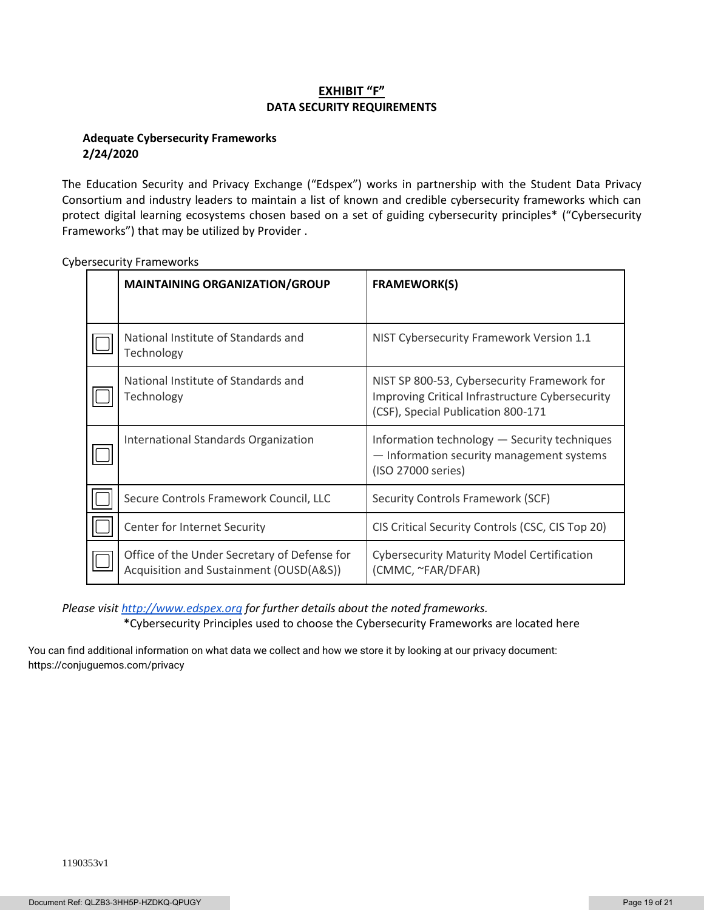# EXHIBIT "F"

## DATA SECURITY REQUIREMENTS

**Adequate Cybersecurity Frameworks**
**2/24/2020**

The Education Security and Privacy Exchange ("Edspex") works in partnership with the Student Data Privacy Consortium and industry leaders to maintain a list of known and credible cybersecurity frameworks which can protect digital learning ecosystems chosen based on a set of guiding cybersecurity principles* ("Cybersecurity Frameworks") that may be utilized by Provider .

Cybersecurity Frameworks

| | **MAINTAINING ORGANIZATION/GROUP** | **FRAMEWORK(S)** |
|---|---|---|
| ☐ | National Institute of Standards and Technology | NIST Cybersecurity Framework Version 1.1 |
| ☐ | National Institute of Standards and Technology | NIST SP 800-53, Cybersecurity Framework for Improving Critical Infrastructure Cybersecurity (CSF), Special Publication 800-171 |
| ☐ | International Standards Organization | Information technology — Security techniques — Information security management systems (ISO 27000 series) |
| ☐ | Secure Controls Framework Council, LLC | Security Controls Framework (SCF) |
| ☐ | Center for Internet Security | CIS Critical Security Controls (CSC, CIS Top 20) |
| ☐ | Office of the Under Secretary of Defense for Acquisition and Sustainment (OUSD(A&S)) | Cybersecurity Maturity Model Certification (CMMC, ~FAR/DFAR) |

*Please visit [http://www.edspex.org](http://www.edspex.org) for further details about the noted frameworks.*

*Cybersecurity Principles used to choose the Cybersecurity Frameworks are located here

You can find additional information on what data we collect and how we store it by looking at our privacy document: https://conjuguemos.com/privacy

1190353v1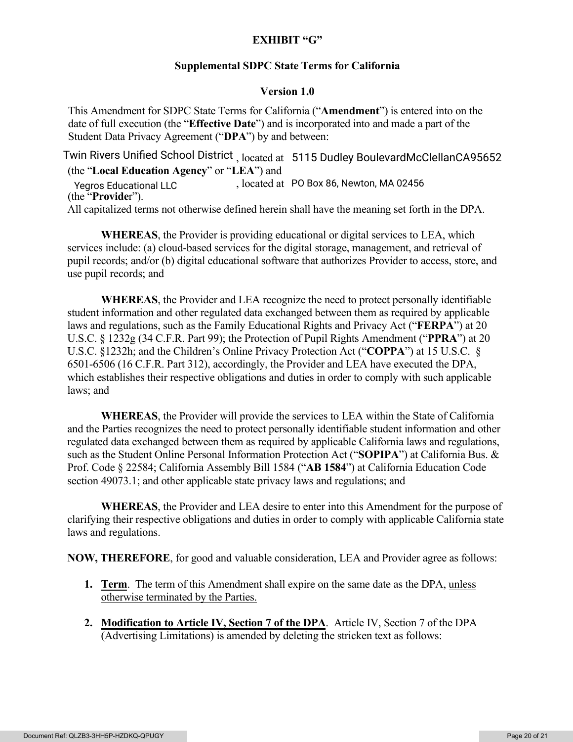**EXHIBIT "G"**

**Supplemental SDPC State Terms for California**

**Version 1.0**

This Amendment for SDPC State Terms for California ("**Amendment**") is entered into on the date of full execution (the "**Effective Date**") and is incorporated into and made a part of the Student Data Privacy Agreement ("**DPA**") by and between:

Twin Rivers Unified School District, located at 5115 Dudley BoulevardMcClellanCA95652 (the "**Local Education Agency**" or "**LEA**") and Yegros Educational LLC, located at PO Box 86, Newton, MA 02456 (the "**Provider**").

All capitalized terms not otherwise defined herein shall have the meaning set forth in the DPA.

**WHEREAS**, the Provider is providing educational or digital services to LEA, which services include: (a) cloud-based services for the digital storage, management, and retrieval of pupil records; and/or (b) digital educational software that authorizes Provider to access, store, and use pupil records; and

**WHEREAS**, the Provider and LEA recognize the need to protect personally identifiable student information and other regulated data exchanged between them as required by applicable laws and regulations, such as the Family Educational Rights and Privacy Act ("**FERPA**") at 20 U.S.C. § 1232g (34 C.F.R. Part 99); the Protection of Pupil Rights Amendment ("**PPRA**") at 20 U.S.C. §1232h; and the Children's Online Privacy Protection Act ("**COPPA**") at 15 U.S.C. § 6501-6506 (16 C.F.R. Part 312), accordingly, the Provider and LEA have executed the DPA, which establishes their respective obligations and duties in order to comply with such applicable laws; and

**WHEREAS**, the Provider will provide the services to LEA within the State of California and the Parties recognizes the need to protect personally identifiable student information and other regulated data exchanged between them as required by applicable California laws and regulations, such as the Student Online Personal Information Protection Act ("**SOPIPA**") at California Bus. & Prof. Code § 22584; California Assembly Bill 1584 ("**AB 1584**") at California Education Code section 49073.1; and other applicable state privacy laws and regulations; and

**WHEREAS**, the Provider and LEA desire to enter into this Amendment for the purpose of clarifying their respective obligations and duties in order to comply with applicable California state laws and regulations.

**NOW, THEREFORE**, for good and valuable consideration, LEA and Provider agree as follows:

1. **Term**. The term of this Amendment shall expire on the same date as the DPA, unless otherwise terminated by the Parties.

2. **Modification to Article IV, Section 7 of the DPA**. Article IV, Section 7 of the DPA (Advertising Limitations) is amended by deleting the stricken text as follows: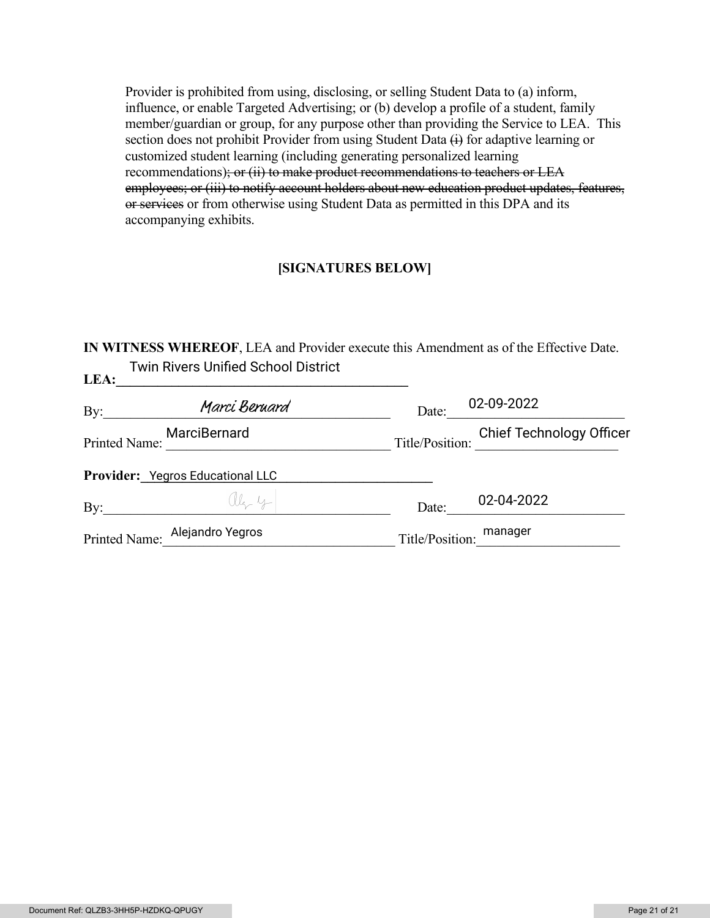Provider is prohibited from using, disclosing, or selling Student Data to (a) inform, influence, or enable Targeted Advertising; or (b) develop a profile of a student, family member/guardian or group, for any purpose other than providing the Service to LEA. This section does not prohibit Provider from using Student Data ~~(i)~~ for adaptive learning or customized student learning (including generating personalized learning recommendations)~~; or (ii) to make product recommendations to teachers or LEA employees; or (iii) to notify account holders about new education product updates, features, or services~~ or from otherwise using Student Data as permitted in this DPA and its accompanying exhibits.

**[SIGNATURES BELOW]**

**IN WITNESS WHEREOF**, LEA and Provider execute this Amendment as of the Effective Date.

**LEA:** Twin Rivers Unified School District

By: *Marci Bernard* Date: 02-09-2022

Printed Name: MarciBernard Title/Position: Chief Technology Officer

**Provider:** Yegros Educational LLC

By: *[signature]* Date: 02-04-2022

Printed Name: Alejandro Yegros Title/Position: manager